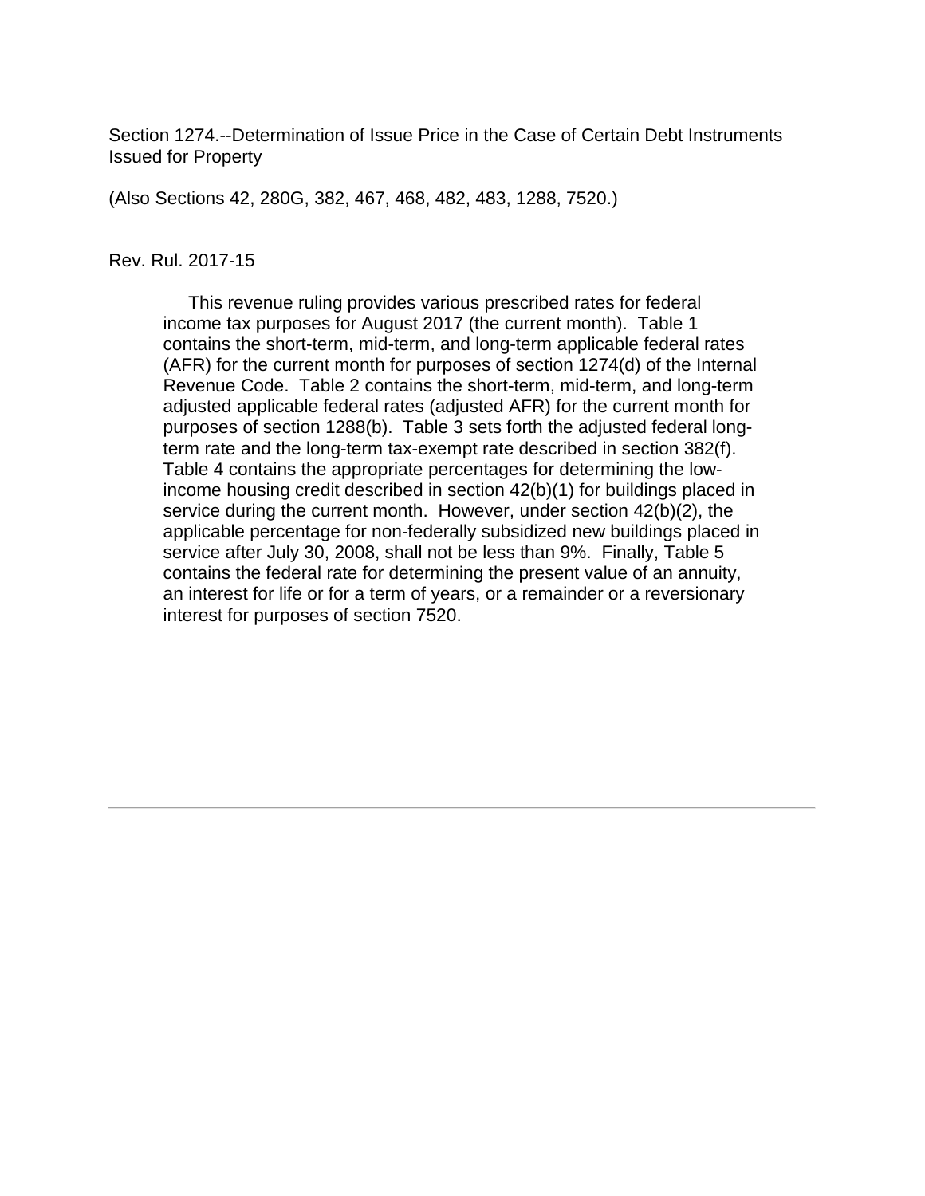Section 1274.--Determination of Issue Price in the Case of Certain Debt Instruments Issued for Property

(Also Sections 42, 280G, 382, 467, 468, 482, 483, 1288, 7520.)

Rev. Rul. 2017-15

This revenue ruling provides various prescribed rates for federal income tax purposes for August 2017 (the current month). Table 1 contains the short-term, mid-term, and long-term applicable federal rates (AFR) for the current month for purposes of section 1274(d) of the Internal Revenue Code. Table 2 contains the short-term, mid-term, and long-term adjusted applicable federal rates (adjusted AFR) for the current month for purposes of section 1288(b). Table 3 sets forth the adjusted federal long-term rate and the long-term tax-exempt rate described in section 382(f). Table 4 contains the appropriate percentages for determining the low-income housing credit described in section 42(b)(1) for buildings placed in service during the current month. However, under section 42(b)(2), the applicable percentage for non-federally subsidized new buildings placed in service after July 30, 2008, shall not be less than 9%. Finally, Table 5 contains the federal rate for determining the present value of an annuity, an interest for life or for a term of years, or a remainder or a reversionary interest for purposes of section 7520.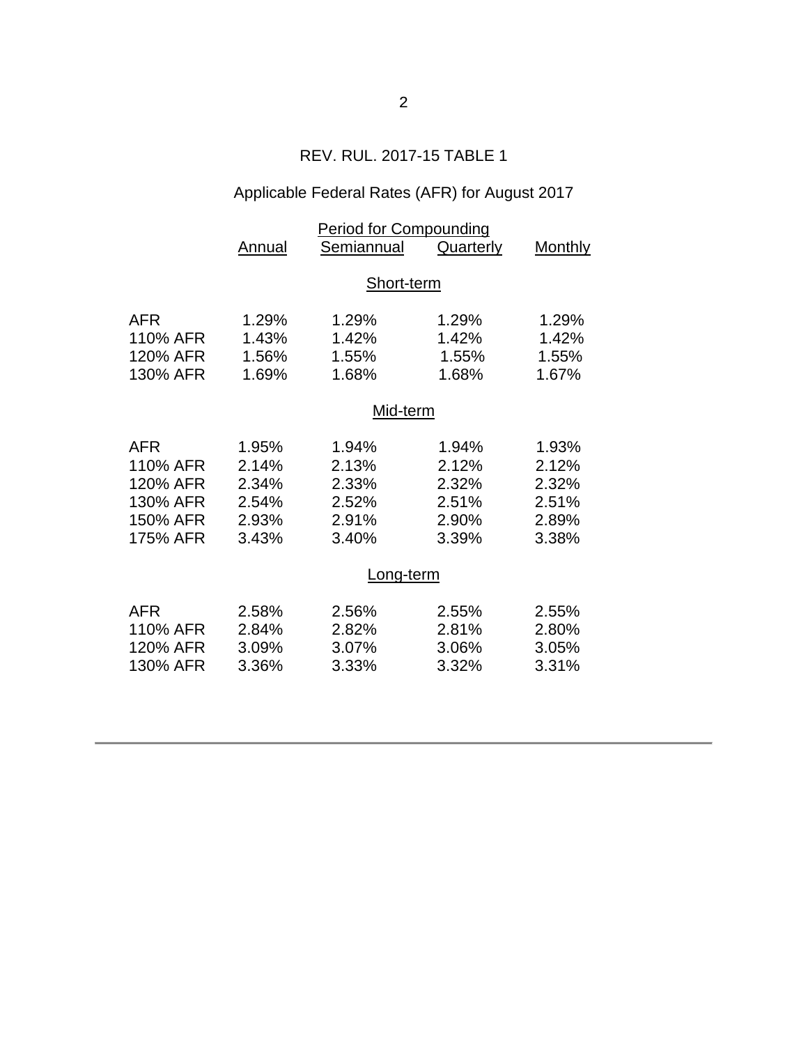REV. RUL. 2017-15 TABLE 1

Applicable Federal Rates (AFR) for August 2017

| | Period for Compounding | | | |
|---|---|---|---|---|
| | Annual | Semiannual | Quarterly | Monthly |
| | | **Short-term** | | |
| AFR | 1.29% | 1.29% | 1.29% | 1.29% |
| 110% AFR | 1.43% | 1.42% | 1.42% | 1.42% |
| 120% AFR | 1.56% | 1.55% | 1.55% | 1.55% |
| 130% AFR | 1.69% | 1.68% | 1.68% | 1.67% |
| | | **Mid-term** | | |
| AFR | 1.95% | 1.94% | 1.94% | 1.93% |
| 110% AFR | 2.14% | 2.13% | 2.12% | 2.12% |
| 120% AFR | 2.34% | 2.33% | 2.32% | 2.32% |
| 130% AFR | 2.54% | 2.52% | 2.51% | 2.51% |
| 150% AFR | 2.93% | 2.91% | 2.90% | 2.89% |
| 175% AFR | 3.43% | 3.40% | 3.39% | 3.38% |
| | | **Long-term** | | |
| AFR | 2.58% | 2.56% | 2.55% | 2.55% |
| 110% AFR | 2.84% | 2.82% | 2.81% | 2.80% |
| 120% AFR | 3.09% | 3.07% | 3.06% | 3.05% |
| 130% AFR | 3.36% | 3.33% | 3.32% | 3.31% |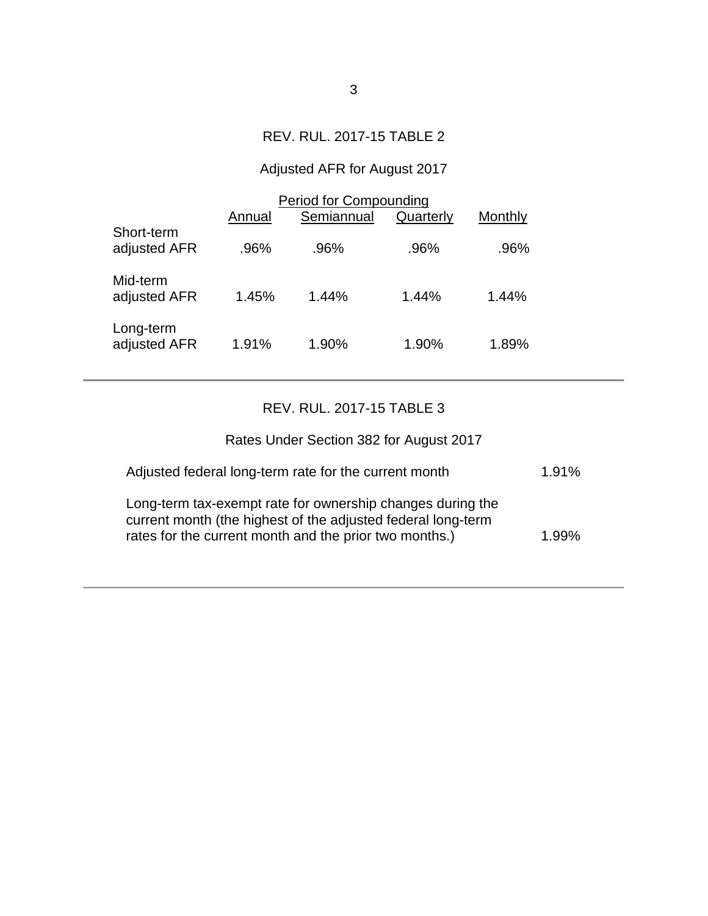## REV. RUL. 2017-15 TABLE 2

Adjusted AFR for August 2017

| | Period for Compounding | | | |
|---|---|---|---|---|
| | Annual | Semiannual | Quarterly | Monthly |
| Short-term adjusted AFR | .96% | .96% | .96% | .96% |
| Mid-term adjusted AFR | 1.45% | 1.44% | 1.44% | 1.44% |
| Long-term adjusted AFR | 1.91% | 1.90% | 1.90% | 1.89% |

## REV. RUL. 2017-15 TABLE 3

Rates Under Section 382 for August 2017

| | |
|---|---|
| Adjusted federal long-term rate for the current month | 1.91% |
| Long-term tax-exempt rate for ownership changes during the current month (the highest of the adjusted federal long-term rates for the current month and the prior two months.) | 1.99% |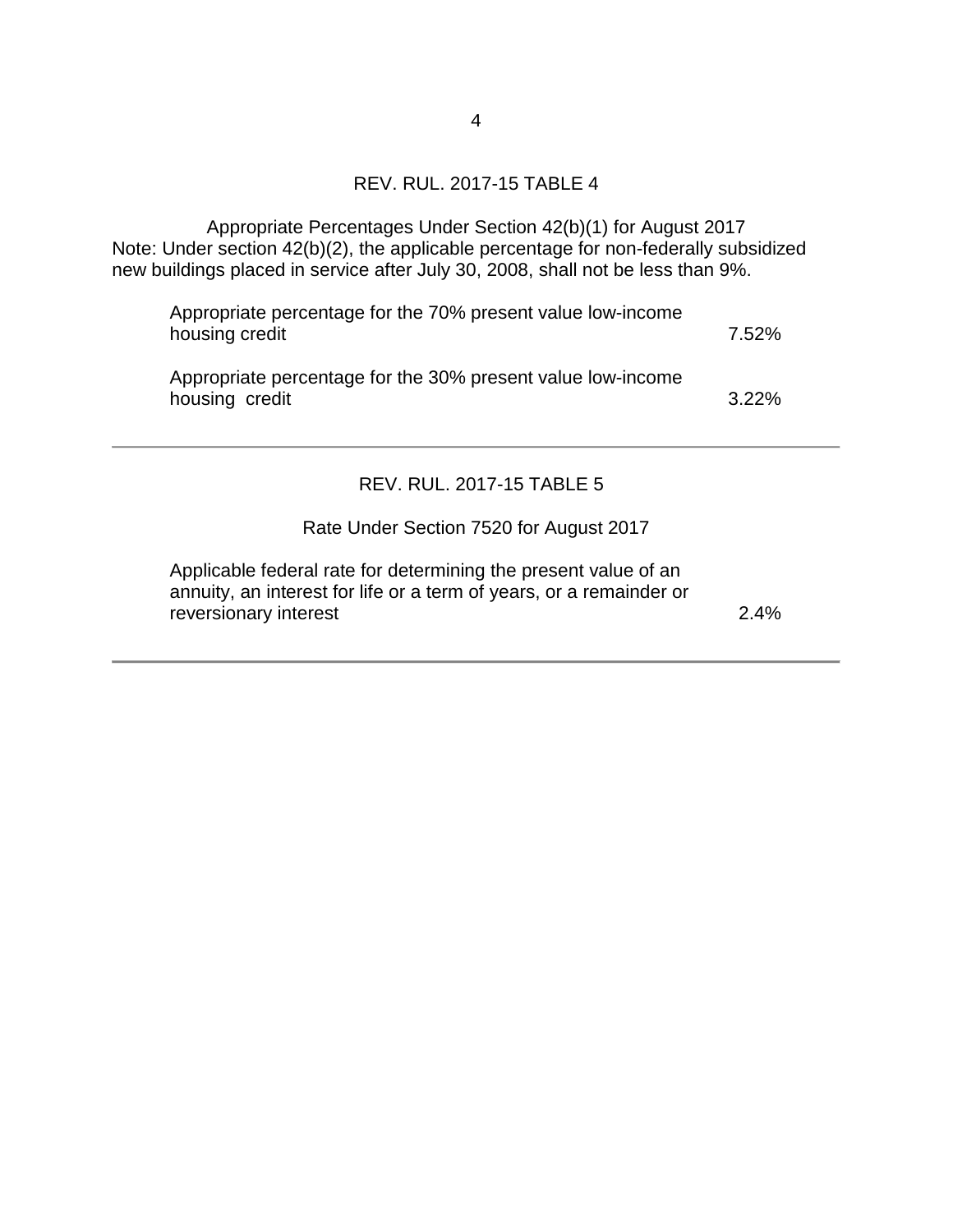## REV. RUL. 2017-15 TABLE 4

Appropriate Percentages Under Section 42(b)(1) for August 2017

Note: Under section 42(b)(2), the applicable percentage for non-federally subsidized new buildings placed in service after July 30, 2008, shall not be less than 9%.

| | |
|---|---|
| Appropriate percentage for the 70% present value low-income housing credit | 7.52% |
| Appropriate percentage for the 30% present value low-income housing credit | 3.22% |

---

## REV. RUL. 2017-15 TABLE 5

Rate Under Section 7520 for August 2017

| | |
|---|---|
| Applicable federal rate for determining the present value of an annuity, an interest for life or a term of years, or a remainder or reversionary interest | 2.4% |

---